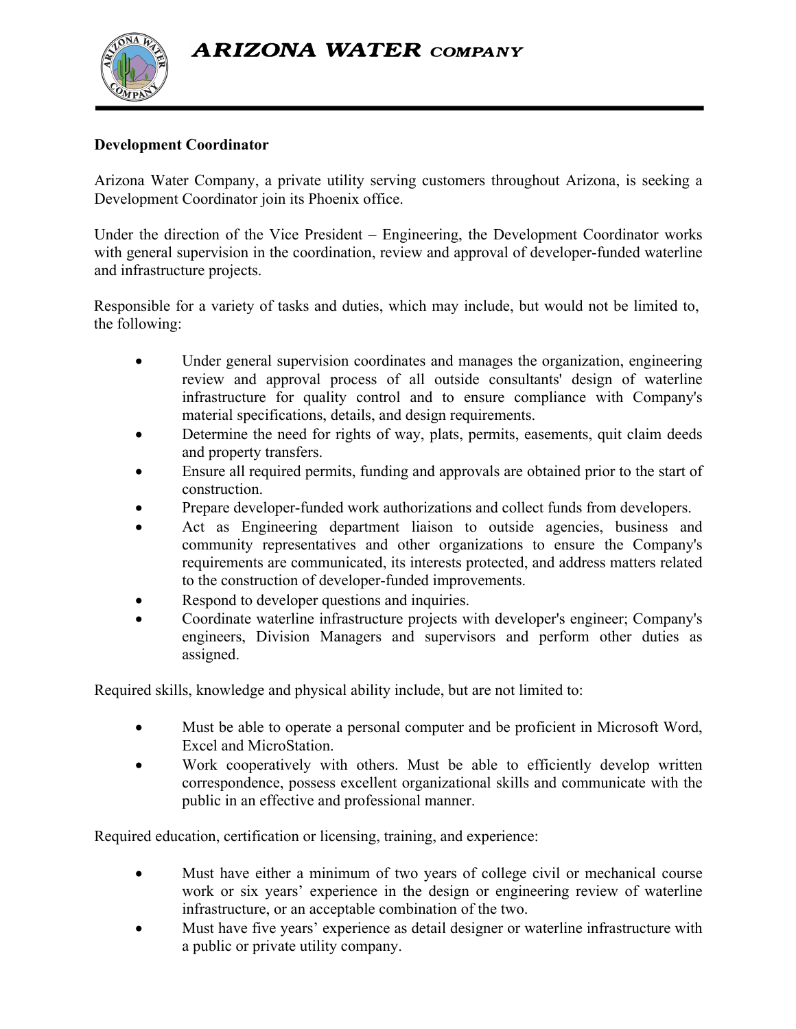# ARIZONA WATER COMPANY

**Development Coordinator**

Arizona Water Company, a private utility serving customers throughout Arizona, is seeking a Development Coordinator join its Phoenix office.

Under the direction of the Vice President – Engineering, the Development Coordinator works with general supervision in the coordination, review and approval of developer-funded waterline and infrastructure projects.

Responsible for a variety of tasks and duties, which may include, but would not be limited to, the following:

- Under general supervision coordinates and manages the organization, engineering review and approval process of all outside consultants' design of waterline infrastructure for quality control and to ensure compliance with Company's material specifications, details, and design requirements.
- Determine the need for rights of way, plats, permits, easements, quit claim deeds and property transfers.
- Ensure all required permits, funding and approvals are obtained prior to the start of construction.
- Prepare developer-funded work authorizations and collect funds from developers.
- Act as Engineering department liaison to outside agencies, business and community representatives and other organizations to ensure the Company's requirements are communicated, its interests protected, and address matters related to the construction of developer-funded improvements.
- Respond to developer questions and inquiries.
- Coordinate waterline infrastructure projects with developer's engineer; Company's engineers, Division Managers and supervisors and perform other duties as assigned.

Required skills, knowledge and physical ability include, but are not limited to:

- Must be able to operate a personal computer and be proficient in Microsoft Word, Excel and MicroStation.
- Work cooperatively with others. Must be able to efficiently develop written correspondence, possess excellent organizational skills and communicate with the public in an effective and professional manner.

Required education, certification or licensing, training, and experience:

- Must have either a minimum of two years of college civil or mechanical course work or six years' experience in the design or engineering review of waterline infrastructure, or an acceptable combination of the two.
- Must have five years' experience as detail designer or waterline infrastructure with a public or private utility company.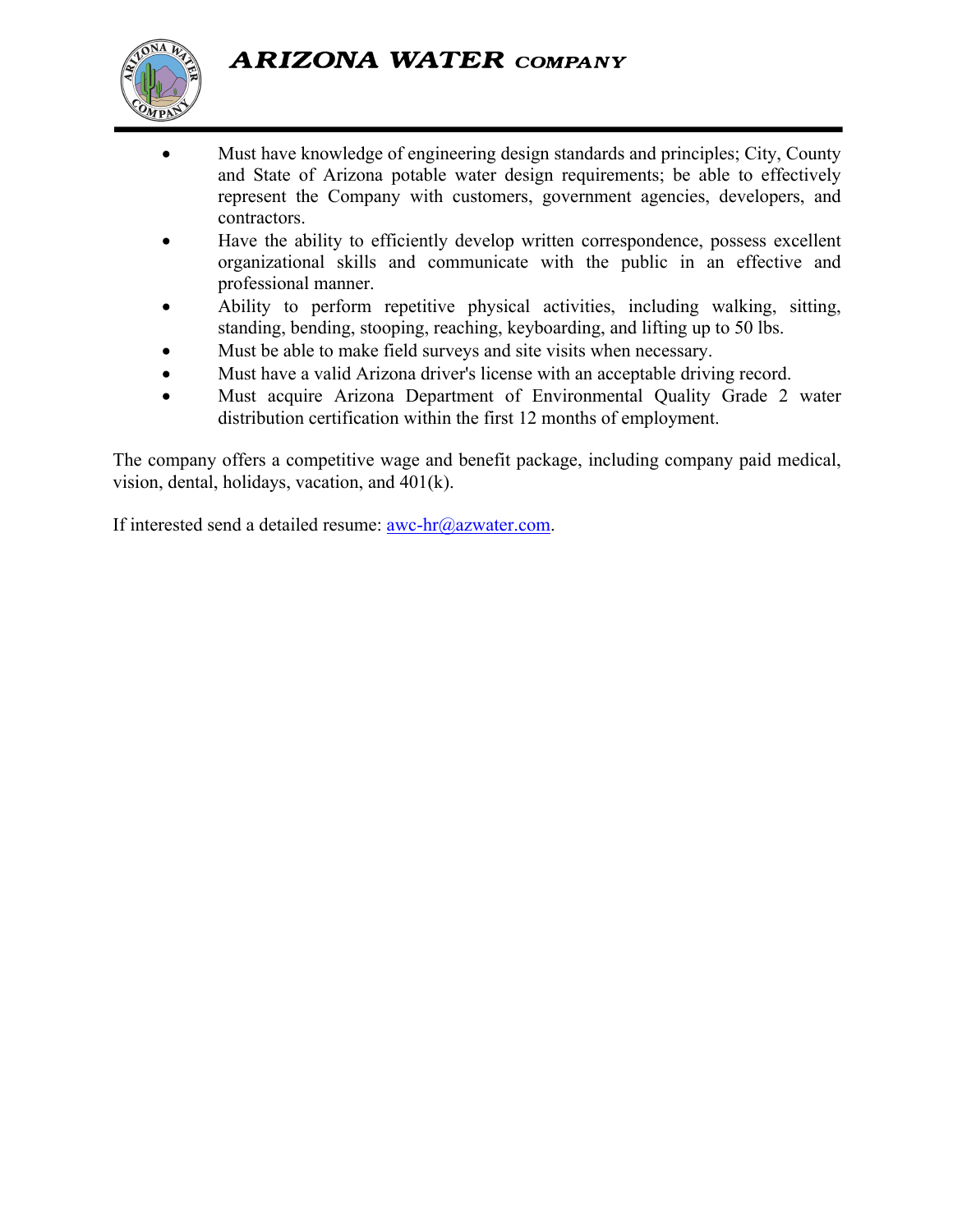- Must have knowledge of engineering design standards and principles; City, County and State of Arizona potable water design requirements; be able to effectively represent the Company with customers, government agencies, developers, and contractors.
- Have the ability to efficiently develop written correspondence, possess excellent organizational skills and communicate with the public in an effective and professional manner.
- Ability to perform repetitive physical activities, including walking, sitting, standing, bending, stooping, reaching, keyboarding, and lifting up to 50 lbs.
- Must be able to make field surveys and site visits when necessary.
- Must have a valid Arizona driver's license with an acceptable driving record.
- Must acquire Arizona Department of Environmental Quality Grade 2 water distribution certification within the first 12 months of employment.

The company offers a competitive wage and benefit package, including company paid medical, vision, dental, holidays, vacation, and 401(k).

If interested send a detailed resume: awc-hr@azwater.com.